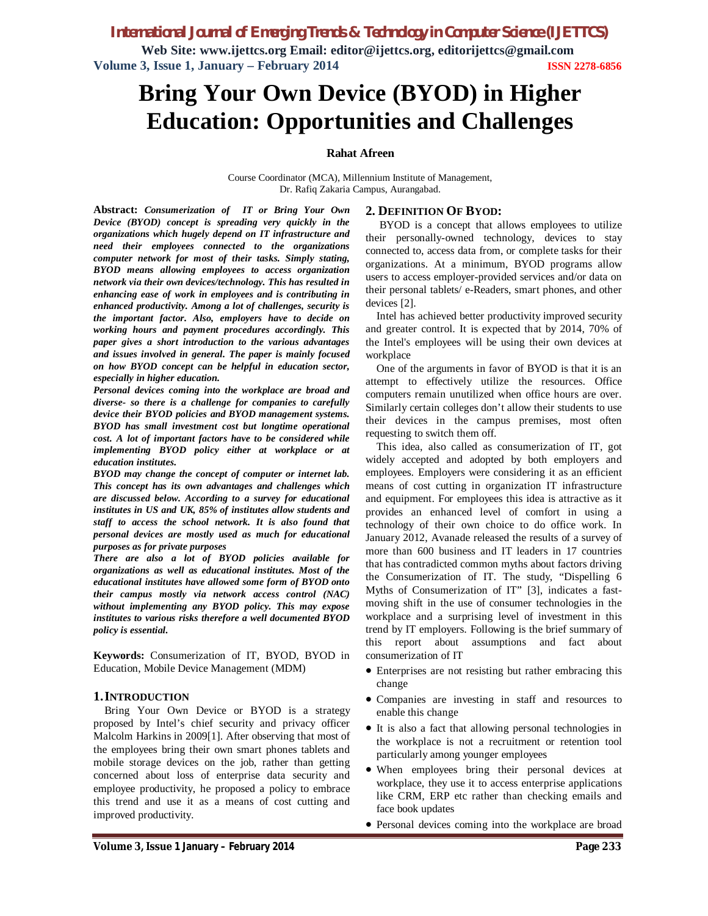# Bring Your Own Device (BYOD) in Higher Education: Opportunities and Challenges

**Rahat Afreen**

Course Coordinator (MCA), Millennium Institute of Management,
Dr. Rafiq Zakaria Campus, Aurangabad.

**Abstract:** ***Consumerization of IT or Bring Your Own Device (BYOD) concept is spreading very quickly in the organizations which hugely depend on IT infrastructure and need their employees connected to the organizations computer network for most of their tasks. Simply stating, BYOD means allowing employees to access organization network via their own devices/technology. This has resulted in enhancing ease of work in employees and is contributing in enhanced productivity. Among a lot of challenges, security is the important factor. Also, employers have to decide on working hours and payment procedures accordingly. This paper gives a short introduction to the various advantages and issues involved in general. The paper is mainly focused on how BYOD concept can be helpful in education sector, especially in higher education.***

***Personal devices coming into the workplace are broad and diverse- so there is a challenge for companies to carefully device their BYOD policies and BYOD management systems. BYOD has small investment cost but longtime operational cost. A lot of important factors have to be considered while implementing BYOD policy either at workplace or at education institutes.***

***BYOD may change the concept of computer or internet lab. This concept has its own advantages and challenges which are discussed below. According to a survey for educational institutes in US and UK, 85% of institutes allow students and staff to access the school network. It is also found that personal devices are mostly used as much for educational purposes as for private purposes***

***There are also a lot of BYOD policies available for organizations as well as educational institutes. Most of the educational institutes have allowed some form of BYOD onto their campus mostly via network access control (NAC) without implementing any BYOD policy. This may expose institutes to various risks therefore a well documented BYOD policy is essential.***

**Keywords:** Consumerization of IT, BYOD, BYOD in Education, Mobile Device Management (MDM)

## 1. INTRODUCTION

Bring Your Own Device or BYOD is a strategy proposed by Intel's chief security and privacy officer Malcolm Harkins in 2009[1]. After observing that most of the employees bring their own smart phones tablets and mobile storage devices on the job, rather than getting concerned about loss of enterprise data security and employee productivity, he proposed a policy to embrace this trend and use it as a means of cost cutting and improved productivity.

## 2. DEFINITION OF BYOD:

BYOD is a concept that allows employees to utilize their personally-owned technology, devices to stay connected to, access data from, or complete tasks for their organizations. At a minimum, BYOD programs allow users to access employer-provided services and/or data on their personal tablets/ e-Readers, smart phones, and other devices [2].

Intel has achieved better productivity improved security and greater control. It is expected that by 2014, 70% of the Intel's employees will be using their own devices at workplace

One of the arguments in favor of BYOD is that it is an attempt to effectively utilize the resources. Office computers remain unutilized when office hours are over. Similarly certain colleges don't allow their students to use their devices in the campus premises, most often requesting to switch them off.

This idea, also called as consumerization of IT, got widely accepted and adopted by both employers and employees. Employers were considering it as an efficient means of cost cutting in organization IT infrastructure and equipment. For employees this idea is attractive as it provides an enhanced level of comfort in using a technology of their own choice to do office work. In January 2012, Avanade released the results of a survey of more than 600 business and IT leaders in 17 countries that has contradicted common myths about factors driving the Consumerization of IT. The study, "Dispelling 6 Myths of Consumerization of IT" [3], indicates a fast-moving shift in the use of consumer technologies in the workplace and a surprising level of investment in this trend by IT employers. Following is the brief summary of this report about assumptions and fact about consumerization of IT

- Enterprises are not resisting but rather embracing this change
- Companies are investing in staff and resources to enable this change
- It is also a fact that allowing personal technologies in the workplace is not a recruitment or retention tool particularly among younger employees
- When employees bring their personal devices at workplace, they use it to access enterprise applications like CRM, ERP etc rather than checking emails and face book updates
- Personal devices coming into the workplace are broad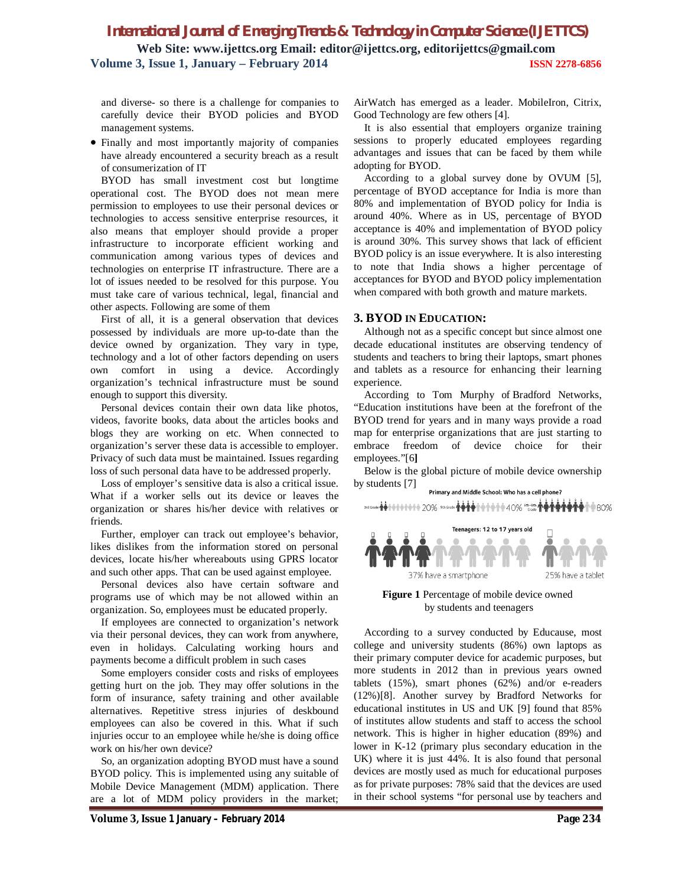and diverse- so there is a challenge for companies to carefully device their BYOD policies and BYOD management systems.

- Finally and most importantly majority of companies have already encountered a security breach as a result of consumerization of IT

BYOD has small investment cost but longtime operational cost. The BYOD does not mean mere permission to employees to use their personal devices or technologies to access sensitive enterprise resources, it also means that employer should provide a proper infrastructure to incorporate efficient working and communication among various types of devices and technologies on enterprise IT infrastructure. There are a lot of issues needed to be resolved for this purpose. You must take care of various technical, legal, financial and other aspects. Following are some of them

First of all, it is a general observation that devices possessed by individuals are more up-to-date than the device owned by organization. They vary in type, technology and a lot of other factors depending on users own comfort in using a device. Accordingly organization's technical infrastructure must be sound enough to support this diversity.

Personal devices contain their own data like photos, videos, favorite books, data about the articles books and blogs they are working on etc. When connected to organization's server these data is accessible to employer. Privacy of such data must be maintained. Issues regarding loss of such personal data have to be addressed properly.

Loss of employer's sensitive data is also a critical issue. What if a worker sells out its device or leaves the organization or shares his/her device with relatives or friends.

Further, employer can track out employee's behavior, likes dislikes from the information stored on personal devices, locate his/her whereabouts using GPRS locator and such other apps. That can be used against employee.

Personal devices also have certain software and programs use of which may be not allowed within an organization. So, employees must be educated properly.

If employees are connected to organization's network via their personal devices, they can work from anywhere, even in holidays. Calculating working hours and payments become a difficult problem in such cases

Some employers consider costs and risks of employees getting hurt on the job. They may offer solutions in the form of insurance, safety training and other available alternatives. Repetitive stress injuries of deskbound employees can also be covered in this. What if such injuries occur to an employee while he/she is doing office work on his/her own device?

So, an organization adopting BYOD must have a sound BYOD policy. This is implemented using any suitable of Mobile Device Management (MDM) application. There are a lot of MDM policy providers in the market; AirWatch has emerged as a leader. MobileIron, Citrix, Good Technology are few others [4].

It is also essential that employers organize training sessions to properly educated employees regarding advantages and issues that can be faced by them while adopting for BYOD.

According to a global survey done by OVUM [5], percentage of BYOD acceptance for India is more than 80% and implementation of BYOD policy for India is around 40%. Where as in US, percentage of BYOD acceptance is 40% and implementation of BYOD policy is around 30%. This survey shows that lack of efficient BYOD policy is an issue everywhere. It is also interesting to note that India shows a higher percentage of acceptances for BYOD and BYOD policy implementation when compared with both growth and mature markets.

## 3. BYOD IN EDUCATION:

Although not as a specific concept but since almost one decade educational institutes are observing tendency of students and teachers to bring their laptops, smart phones and tablets as a resource for enhancing their learning experience.

According to Tom Murphy of Bradford Networks, "Education institutions have been at the forefront of the BYOD trend for years and in many ways provide a road map for enterprise organizations that are just starting to embrace freedom of device choice for their employees."[6]

Below is the global picture of mobile device ownership by students [7]

Primary and Middle School: Who has a cell phone?

3rd Grade 20% 5th Grade 40% 6th–8th Grade 80%

Teenagers: 12 to 17 years old

37% have a smartphone 25% have a tablet

**Figure 1** Percentage of mobile device owned by students and teenagers

According to a survey conducted by Educause, most college and university students (86%) own laptops as their primary computer device for academic purposes, but more students in 2012 than in previous years owned tablets (15%), smart phones (62%) and/or e-readers (12%)[8]. Another survey by Bradford Networks for educational institutes in US and UK [9] found that 85% of institutes allow students and staff to access the school network. This is higher in higher education (89%) and lower in K-12 (primary plus secondary education in the UK) where it is just 44%. It is also found that personal devices are mostly used as much for educational purposes as for private purposes: 78% said that the devices are used in their school systems "for personal use by teachers and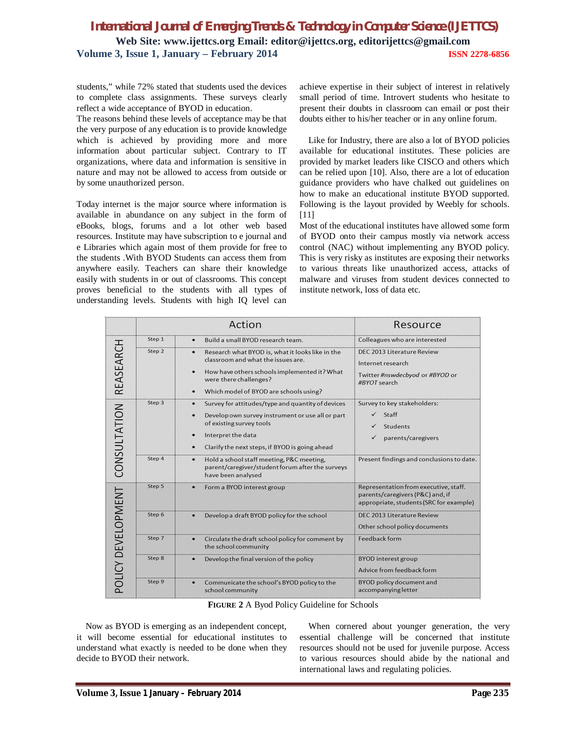students," while 72% stated that students used the devices to complete class assignments. These surveys clearly reflect a wide acceptance of BYOD in education.
The reasons behind these levels of acceptance may be that the very purpose of any education is to provide knowledge which is achieved by providing more and more information about particular subject. Contrary to IT organizations, where data and information is sensitive in nature and may not be allowed to access from outside or by some unauthorized person.

Today internet is the major source where information is available in abundance on any subject in the form of eBooks, blogs, forums and a lot other web based resources. Institute may have subscription to e journal and e Libraries which again most of them provide for free to the students .With BYOD Students can access them from anywhere easily. Teachers can share their knowledge easily with students in or out of classrooms. This concept proves beneficial to the students with all types of understanding levels. Students with high IQ level can achieve expertise in their subject of interest in relatively small period of time. Introvert students who hesitate to present their doubts in classroom can email or post their doubts either to his/her teacher or in any online forum.

Like for Industry, there are also a lot of BYOD policies available for educational institutes. These policies are provided by market leaders like CISCO and others which can be relied upon [10]. Also, there are a lot of education guidance providers who have chalked out guidelines on how to make an educational institute BYOD supported. Following is the layout provided by Weebly for schools. [11]
Most of the educational institutes have allowed some form of BYOD onto their campus mostly via network access control (NAC) without implementing any BYOD policy. This is very risky as institutes are exposing their networks to various threats like unauthorized access, attacks of malware and viruses from student devices connected to institute network, loss of data etc.

| | | Action | Resource |
|---|---|---|---|
| REASEARCH | Step 1 | • Build a small BYOD research team. | Colleagues who are interested |
| | Step 2 | • Research what BYOD is, what it looks like in the classroom and what the issues are.<br>• How have others schools implemented it? What were there challenges?<br>• Which model of BYOD are schools using? | DEC 2013 Literature Review<br>Internet research<br>Twitter *#nswdecbyod* or *#BYOD* or *#BYOT* search |
| CONSULTATION | Step 3 | • Survey for attitudes/type and quantity of devices<br>• Develop own survey instrument or use all or part of existing survey tools<br>• Interpret the data<br>• Clarify the next steps, if BYOD is going ahead | Survey to key stakeholders:<br>✓ Staff<br>✓ Students<br>✓ parents/caregivers |
| | Step 4 | • Hold a school staff meeting, P&C meeting, parent/caregiver/student forum after the surveys have been analysed | Present findings and conclusions to date. |
| POLICY DEVELOPMENT | Step 5 | • Form a BYOD interest group | Representation from executive, staff. parents/caregivers (P&C) and, if appropriate, students (SRC for example) |
| | Step 6 | • Develop a draft BYOD policy for the school | DEC 2013 Literature Review<br>Other school policy documents |
| | Step 7 | • Circulate the draft school policy for comment by the school community | Feedback form |
| | Step 8 | • Develop the final version of the policy | BYOD interest group<br>Advice from feedback form |
| | Step 9 | • Communicate the school's BYOD policy to the school community | BYOD policy document and accompanying letter |

**FIGURE 2** A Byod Policy Guideline for Schools

Now as BYOD is emerging as an independent concept, it will become essential for educational institutes to understand what exactly is needed to be done when they decide to BYOD their network.

When cornered about younger generation, the very essential challenge will be concerned that institute resources should not be used for juvenile purpose. Access to various resources should abide by the national and international laws and regulating policies.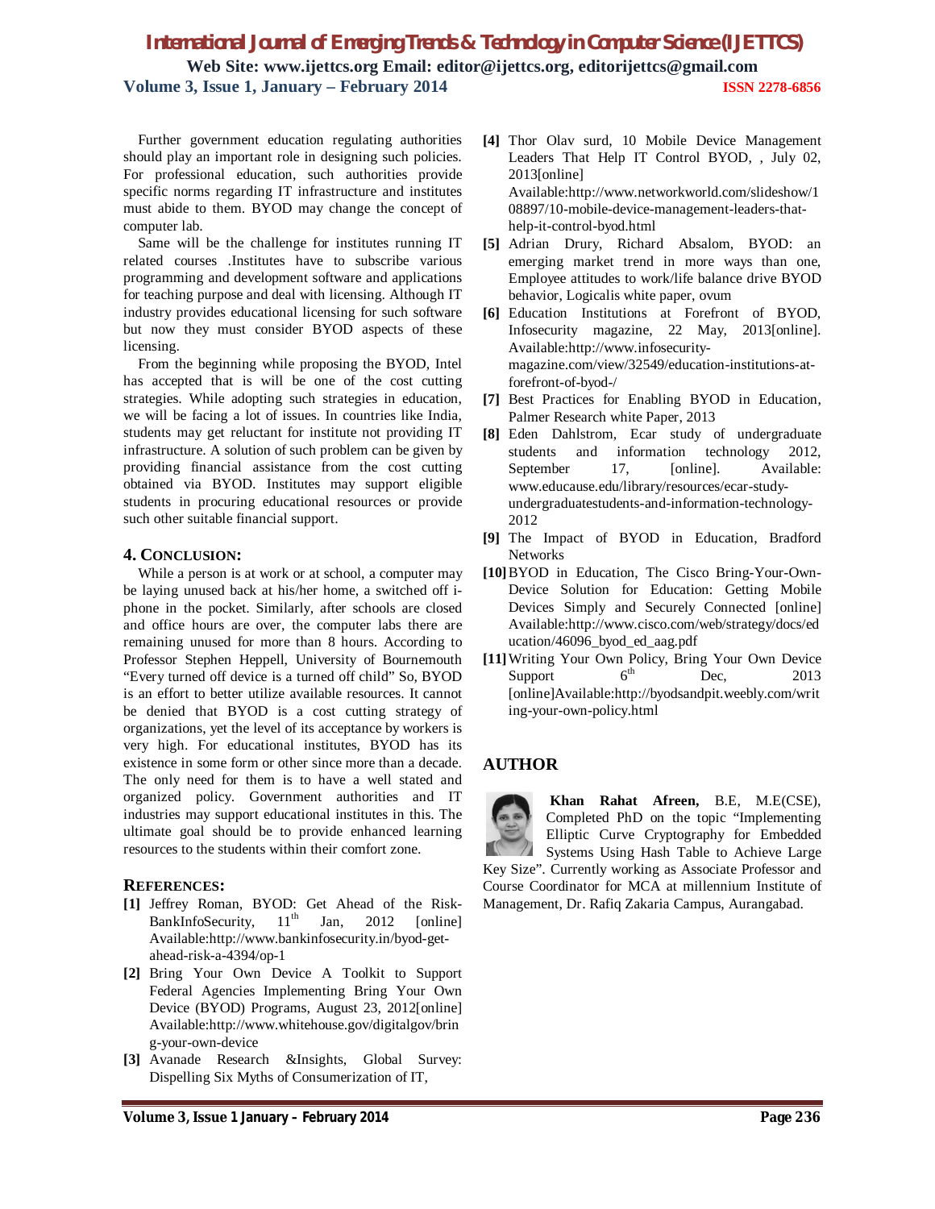Further government education regulating authorities should play an important role in designing such policies. For professional education, such authorities provide specific norms regarding IT infrastructure and institutes must abide to them. BYOD may change the concept of computer lab.

Same will be the challenge for institutes running IT related courses .Institutes have to subscribe various programming and development software and applications for teaching purpose and deal with licensing. Although IT industry provides educational licensing for such software but now they must consider BYOD aspects of these licensing.

From the beginning while proposing the BYOD, Intel has accepted that is will be one of the cost cutting strategies. While adopting such strategies in education, we will be facing a lot of issues. In countries like India, students may get reluctant for institute not providing IT infrastructure. A solution of such problem can be given by providing financial assistance from the cost cutting obtained via BYOD. Institutes may support eligible students in procuring educational resources or provide such other suitable financial support.

## 4. CONCLUSION:

While a person is at work or at school, a computer may be laying unused back at his/her home, a switched off i-phone in the pocket. Similarly, after schools are closed and office hours are over, the computer labs there are remaining unused for more than 8 hours. According to Professor Stephen Heppell, University of Bournemouth "Every turned off device is a turned off child" So, BYOD is an effort to better utilize available resources. It cannot be denied that BYOD is a cost cutting strategy of organizations, yet the level of its acceptance by workers is very high. For educational institutes, BYOD has its existence in some form or other since more than a decade. The only need for them is to have a well stated and organized policy. Government authorities and IT industries may support educational institutes in this. The ultimate goal should be to provide enhanced learning resources to the students within their comfort zone.

## REFERENCES:

**[1]** Jeffrey Roman, BYOD: Get Ahead of the Risk-BankInfoSecurity, 11th Jan, 2012 [online] Available:http://www.bankinfosecurity.in/byod-get-ahead-risk-a-4394/op-1

**[2]** Bring Your Own Device A Toolkit to Support Federal Agencies Implementing Bring Your Own Device (BYOD) Programs, August 23, 2012[online] Available:http://www.whitehouse.gov/digitalgov/bring-your-own-device

**[3]** Avanade Research &Insights, Global Survey: Dispelling Six Myths of Consumerization of IT,

**[4]** Thor Olav surd, 10 Mobile Device Management Leaders That Help IT Control BYOD, , July 02, 2013[online] Available:http://www.networkworld.com/slideshow/108897/10-mobile-device-management-leaders-that-help-it-control-byod.html

**[5]** Adrian Drury, Richard Absalom, BYOD: an emerging market trend in more ways than one, Employee attitudes to work/life balance drive BYOD behavior, Logicalis white paper, ovum

**[6]** Education Institutions at Forefront of BYOD, Infosecurity magazine, 22 May, 2013[online]. Available:http://www.infosecurity-magazine.com/view/32549/education-institutions-at-forefront-of-byod-/

**[7]** Best Practices for Enabling BYOD in Education, Palmer Research white Paper, 2013

**[8]** Eden Dahlstrom, Ecar study of undergraduate students and information technology 2012, September 17, [online]. Available: www.educause.edu/library/resources/ecar-study-undergraduatestudents-and-information-technology-2012

**[9]** The Impact of BYOD in Education, Bradford Networks

**[10]** BYOD in Education, The Cisco Bring-Your-Own-Device Solution for Education: Getting Mobile Devices Simply and Securely Connected [online] Available:http://www.cisco.com/web/strategy/docs/education/46096_byod_ed_aag.pdf

**[11]** Writing Your Own Policy, Bring Your Own Device Support 6th Dec, 2013 [online]Available:http://byodsandpit.weebly.com/writing-your-own-policy.html

## AUTHOR

**Khan Rahat Afreen,** B.E, M.E(CSE), Completed PhD on the topic "Implementing Elliptic Curve Cryptography for Embedded Systems Using Hash Table to Achieve Large Key Size". Currently working as Associate Professor and Course Coordinator for MCA at millennium Institute of Management, Dr. Rafiq Zakaria Campus, Aurangabad.